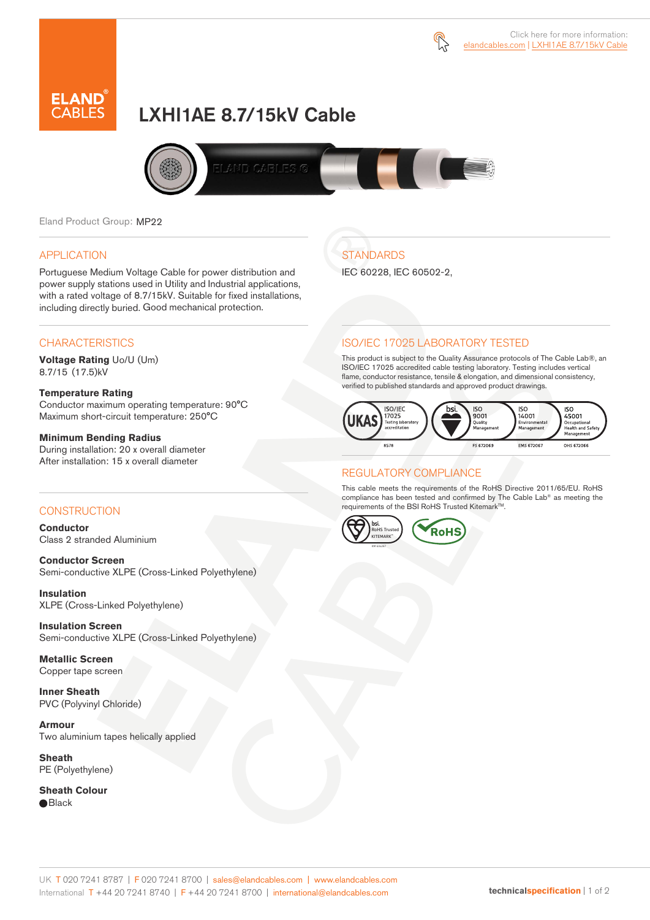Click here for more information: elandcables.com | LXHI1AE 8.7/15kV Cable

ELAND CABLES

# LXHI1AE 8.7/15kV Cable

Eland Product Group: MP22

## APPLICATION

Portuguese Medium Voltage Cable for power distribution and power supply stations used in Utility and Industrial applications, with a rated voltage of 8.7/15kV. Suitable for fixed installations, including directly buried. Good mechanical protection.

## CHARACTERISTICS

**Voltage Rating** Uo/U (Um)
8.7/15 (17.5)kV

**Temperature Rating**
Conductor maximum operating temperature: 90°C
Maximum short-circuit temperature: 250°C

**Minimum Bending Radius**
During installation: 20 x overall diameter
After installation: 15 x overall diameter

## CONSTRUCTION

**Conductor**
Class 2 stranded Aluminium

**Conductor Screen**
Semi-conductive XLPE (Cross-Linked Polyethylene)

**Insulation**
XLPE (Cross-Linked Polyethylene)

**Insulation Screen**
Semi-conductive XLPE (Cross-Linked Polyethylene)

**Metallic Screen**
Copper tape screen

**Inner Sheath**
PVC (Polyvinyl Chloride)

**Armour**
Two aluminium tapes helically applied

**Sheath**
PE (Polyethylene)

**Sheath Colour**
Black

## STANDARDS

IEC 60228, IEC 60502-2,

## ISO/IEC 17025 LABORATORY TESTED

This product is subject to the Quality Assurance protocols of The Cable Lab®, an ISO/IEC 17025 accredited cable testing laboratory. Testing includes vertical flame, conductor resistance, tensile & elongation, and dimensional consistency, verified to published standards and approved product drawings.

UKAS ISO/IEC 17025 Testing laboratory accreditation 8578 | bsi. ISO 9001 Quality Management FS 672069 | ISO 14001 Environmental Management EMS 672067 | ISO 45001 Occupational Health and Safety Management OHS 672066

## REGULATORY COMPLIANCE

This cable meets the requirements of the RoHS Directive 2011/65/EU. RoHS compliance has been tested and confirmed by The Cable Lab® as meeting the requirements of the BSI RoHS Trusted Kitemark™.

bsi. RoHS Trusted KITEMARK™ | RoHS

UK T 020 7241 8787 | F 020 7241 8700 | sales@elandcables.com | www.elandcables.com
International T +44 20 7241 8740 | F +44 20 7241 8700 | international@elandcables.com

technicalspecification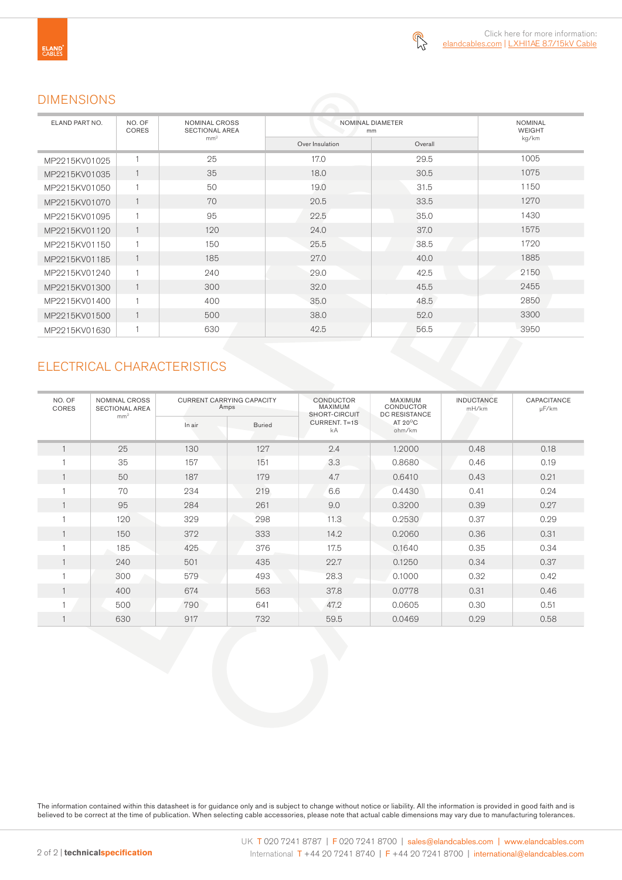Click here for more information: elandcables.com | LXHI1AE 8.7/15kV Cable

## DIMENSIONS

| ELAND PART NO. | NO. OF CORES | NOMINAL CROSS SECTIONAL AREA mm² | NOMINAL DIAMETER mm | | NOMINAL WEIGHT kg/km |
|---|---|---|---|---|---|
| | | | Over Insulation | Overall | |
| MP2215KV01025 | 1 | 25 | 17.0 | 29.5 | 1005 |
| MP2215KV01035 | 1 | 35 | 18.0 | 30.5 | 1075 |
| MP2215KV01050 | 1 | 50 | 19.0 | 31.5 | 1150 |
| MP2215KV01070 | 1 | 70 | 20.5 | 33.5 | 1270 |
| MP2215KV01095 | 1 | 95 | 22.5 | 35.0 | 1430 |
| MP2215KV01120 | 1 | 120 | 24.0 | 37.0 | 1575 |
| MP2215KV01150 | 1 | 150 | 25.5 | 38.5 | 1720 |
| MP2215KV01185 | 1 | 185 | 27.0 | 40.0 | 1885 |
| MP2215KV01240 | 1 | 240 | 29.0 | 42.5 | 2150 |
| MP2215KV01300 | 1 | 300 | 32.0 | 45.5 | 2455 |
| MP2215KV01400 | 1 | 400 | 35.0 | 48.5 | 2850 |
| MP2215KV01500 | 1 | 500 | 38.0 | 52.0 | 3300 |
| MP2215KV01630 | 1 | 630 | 42.5 | 56.5 | 3950 |

## ELECTRICAL CHARACTERISTICS

| NO. OF CORES | NOMINAL CROSS SECTIONAL AREA mm² | CURRENT CARRYING CAPACITY Amps | | CONDUCTOR MAXIMUM SHORT-CIRCUIT CURRENT. T=1S kA | MAXIMUM CONDUCTOR DC RESISTANCE AT 20°C ohm/km | INDUCTANCE mH/km | CAPACITANCE μF/km |
|---|---|---|---|---|---|---|---|
| | | In air | Buried | | | | |
| 1 | 25 | 130 | 127 | 2.4 | 1.2000 | 0.48 | 0.18 |
| 1 | 35 | 157 | 151 | 3.3 | 0.8680 | 0.46 | 0.19 |
| 1 | 50 | 187 | 179 | 4.7 | 0.6410 | 0.43 | 0.21 |
| 1 | 70 | 234 | 219 | 6.6 | 0.4430 | 0.41 | 0.24 |
| 1 | 95 | 284 | 261 | 9.0 | 0.3200 | 0.39 | 0.27 |
| 1 | 120 | 329 | 298 | 11.3 | 0.2530 | 0.37 | 0.29 |
| 1 | 150 | 372 | 333 | 14.2 | 0.2060 | 0.36 | 0.31 |
| 1 | 185 | 425 | 376 | 17.5 | 0.1640 | 0.35 | 0.34 |
| 1 | 240 | 501 | 435 | 22.7 | 0.1250 | 0.34 | 0.37 |
| 1 | 300 | 579 | 493 | 28.3 | 0.1000 | 0.32 | 0.42 |
| 1 | 400 | 674 | 563 | 37.8 | 0.0778 | 0.31 | 0.46 |
| 1 | 500 | 790 | 641 | 47.2 | 0.0605 | 0.30 | 0.51 |
| 1 | 630 | 917 | 732 | 59.5 | 0.0469 | 0.29 | 0.58 |

The information contained within this datasheet is for guidance only and is subject to change without notice or liability. All the information is provided in good faith and is believed to be correct at the time of publication. When selecting cable accessories, please note that actual cable dimensions may vary due to manufacturing tolerances.

UK T 020 7241 8787 | F 020 7241 8700 | sales@elandcables.com | www.elandcables.com
International T +44 20 7241 8740 | F +44 20 7241 8700 | international@elandcables.com